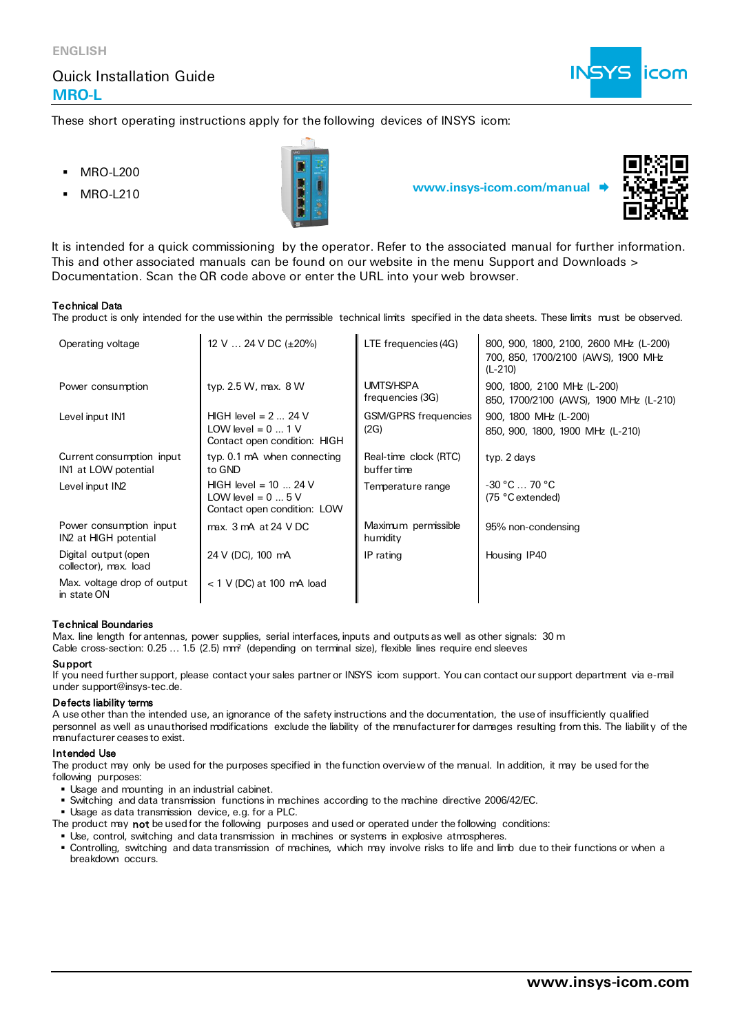ENGLISH

# Quick Installation Guide

## MRO-L

These short operating instructions apply for the following devices of INSYS icom:

- MRO-L200
- MRO-L210

www.insys-icom.com/manual ➡

It is intended for a quick commissioning by the operator. Refer to the associated manual for further information. This and other associated manuals can be found on our website in the menu Support and Downloads > Documentation. Scan the QR code above or enter the URL into your web browser.

### Technical Data

The product is only intended for the use within the permissible technical limits specified in the data sheets. These limits must be observed.

| | | | |
|---|---|---|---|
| Operating voltage | 12 V … 24 V DC (±20%) | LTE frequencies (4G) | 800, 900, 1800, 2100, 2600 MHz (L-200)<br>700, 850, 1700/2100 (AWS), 1900 MHz (L-210) |
| Power consumption | typ. 2.5 W, max. 8 W | UMTS/HSPA frequencies (3G) | 900, 1800, 2100 MHz (L-200)<br>850, 1700/2100 (AWS), 1900 MHz (L-210) |
| Level input IN1 | HIGH level = 2 … 24 V<br>LOW level = 0 … 1 V<br>Contact open condition: HIGH | GSM/GPRS frequencies (2G) | 900, 1800 MHz (L-200)<br>850, 900, 1800, 1900 MHz (L-210) |
| Current consumption input IN1 at LOW potential | typ. 0.1 mA when connecting to GND | Real-time clock (RTC) buffer time | typ. 2 days |
| Level input IN2 | HIGH level = 10 … 24 V<br>LOW level = 0 … 5 V<br>Contact open condition: LOW | Temperature range | -30 °C … 70 °C<br>(75 °C extended) |
| Power consumption input IN2 at HIGH potential | max. 3 mA at 24 V DC | Maximum permissible humidity | 95% non-condensing |
| Digital output (open collector), max. load | 24 V (DC), 100 mA | IP rating | Housing IP40 |
| Max. voltage drop of output in state ON | < 1 V (DC) at 100 mA load | | |

### Technical Boundaries

Max. line length for antennas, power supplies, serial interfaces, inputs and outputs as well as other signals: 30 m
Cable cross-section: 0.25 … 1.5 (2.5) mm² (depending on terminal size), flexible lines require end sleeves

### Support

If you need further support, please contact your sales partner or INSYS icom support. You can contact our support department via e-mail under support@insys-tec.de.

### Defects liability terms

A use other than the intended use, an ignorance of the safety instructions and the documentation, the use of insufficiently qualified personnel as well as unauthorised modifications exclude the liability of the manufacturer for damages resulting from this. The liability of the manufacturer ceases to exist.

### Intended Use

The product may only be used for the purposes specified in the function overview of the manual. In addition, it may be used for the following purposes:

- Usage and mounting in an industrial cabinet.
- Switching and data transmission functions in machines according to the machine directive 2006/42/EC.
- Usage as data transmission device, e.g. for a PLC.

The product may **not** be used for the following purposes and used or operated under the following conditions:

- Use, control, switching and data transmission in machines or systems in explosive atmospheres.
- Controlling, switching and data transmission of machines, which may involve risks to life and limb due to their functions or when a breakdown occurs.

www.insys-icom.com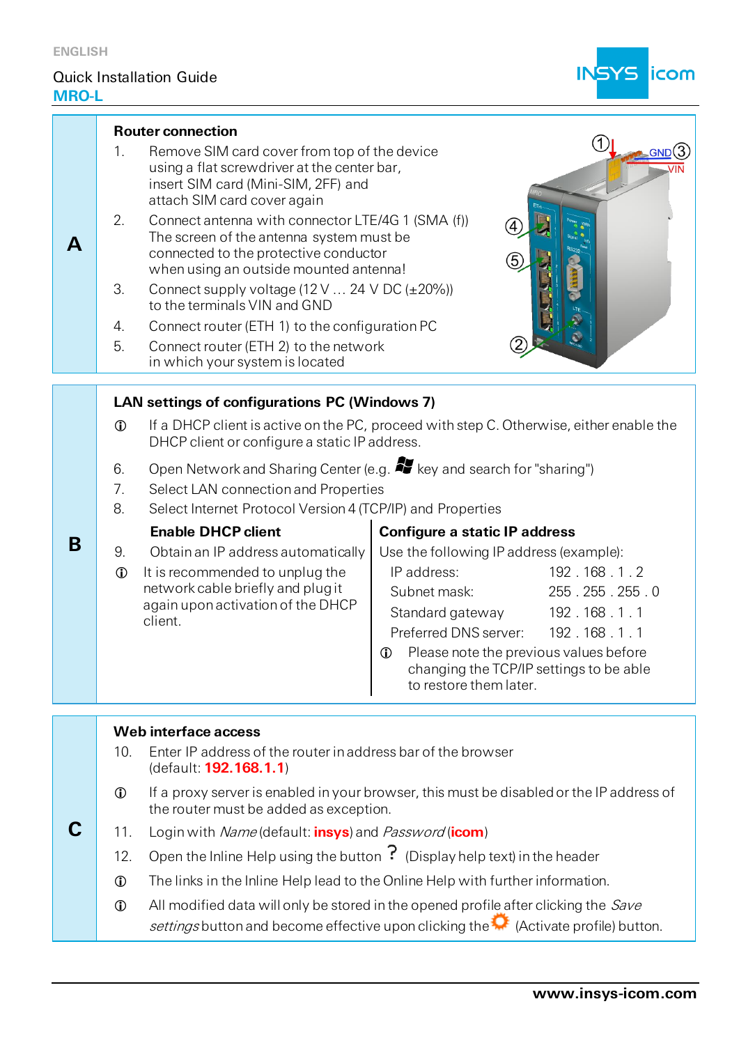ENGLISH

Quick Installation Guide

**MRO-L**

## A

### Router connection

1. Remove SIM card cover from top of the device using a flat screwdriver at the center bar, insert SIM card (Mini-SIM, 2FF) and attach SIM card cover again
2. Connect antenna with connector LTE/4G 1 (SMA (f)) The screen of the antenna system must be connected to the protective conductor when using an outside mounted antenna!
3. Connect supply voltage (12 V … 24 V DC (±20%)) to the terminals VIN and GND
4. Connect router (ETH 1) to the configuration PC
5. Connect router (ETH 2) to the network in which your system is located

## B

### LAN settings of configurations PC (Windows 7)

ⓘ If a DHCP client is active on the PC, proceed with step C. Otherwise, either enable the DHCP client or configure a static IP address.

6. Open Network and Sharing Center (e.g. key and search for "sharing")
7. Select LAN connection and Properties
8. Select Internet Protocol Version 4 (TCP/IP) and Properties

**Enable DHCP client**

9. Obtain an IP address automatically

ⓘ It is recommended to unplug the network cable briefly and plug it again upon activation of the DHCP client.

**Configure a static IP address**

Use the following IP address (example):

| | |
|---|---|
| IP address: | 192 . 168 . 1 . 2 |
| Subnet mask: | 255 . 255 . 255 . 0 |
| Standard gateway | 192 . 168 . 1 . 1 |
| Preferred DNS server: | 192 . 168 . 1 . 1 |

ⓘ Please note the previous values before changing the TCP/IP settings to be able to restore them later.

## C

### Web interface access

10. Enter IP address of the router in address bar of the browser (default: **192.168.1.1**)

ⓘ If a proxy server is enabled in your browser, this must be disabled or the IP address of the router must be added as exception.

11. Login with *Name* (default: **insys**) and *Password* (**icom**)
12. Open the Inline Help using the button **?** (Display help text) in the header

ⓘ The links in the Inline Help lead to the Online Help with further information.

ⓘ All modified data will only be stored in the opened profile after clicking the *Save settings* button and become effective upon clicking the (Activate profile) button.

**www.insys-icom.com**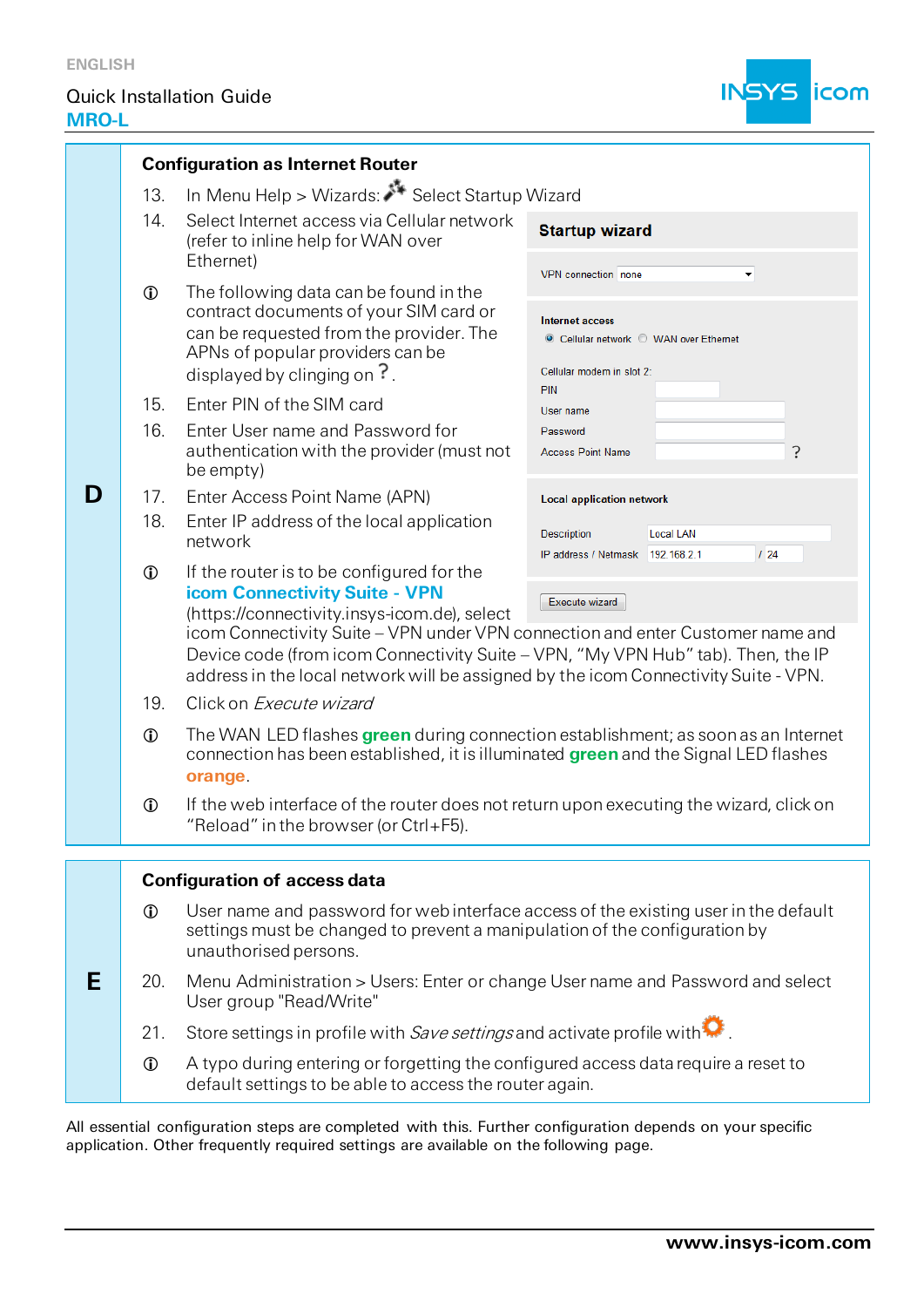## D

### Configuration as Internet Router

13. In Menu Help > Wizards: Select Startup Wizard
14. Select Internet access via Cellular network (refer to inline help for WAN over Ethernet)

ⓘ The following data can be found in the contract documents of your SIM card or can be requested from the provider. The APNs of popular providers can be displayed by clinging on ?.

15. Enter PIN of the SIM card
16. Enter User name and Password for authentication with the provider (must not be empty)
17. Enter Access Point Name (APN)
18. Enter IP address of the local application network

ⓘ If the router is to be configured for the **icom Connectivity Suite - VPN** (https://connectivity.insys-icom.de), select icom Connectivity Suite – VPN under VPN connection and enter Customer name and Device code (from icom Connectivity Suite – VPN, "My VPN Hub" tab). Then, the IP address in the local network will be assigned by the icom Connectivity Suite - VPN.

**Startup wizard**

VPN connection: none

**Internet access**

- Cellular network
- WAN over Ethernet

Cellular modem in slot 2:

PIN

User name

Password

Access Point Name ?

**Local application network**

Description: Local LAN

IP address / Netmask: 192.168.2.1 / 24

Execute wizard

19. Click on *Execute wizard*

ⓘ The WAN LED flashes **green** during connection establishment; as soon as an Internet connection has been established, it is illuminated **green** and the Signal LED flashes **orange**.

ⓘ If the web interface of the router does not return upon executing the wizard, click on "Reload" in the browser (or Ctrl+F5).

## E

### Configuration of access data

ⓘ User name and password for web interface access of the existing user in the default settings must be changed to prevent a manipulation of the configuration by unauthorised persons.

20. Menu Administration > Users: Enter or change User name and Password and select User group "Read/Write"
21. Store settings in profile with *Save settings* and activate profile with .

ⓘ A typo during entering or forgetting the configured access data require a reset to default settings to be able to access the router again.

All essential configuration steps are completed with this. Further configuration depends on your specific application. Other frequently required settings are available on the following page.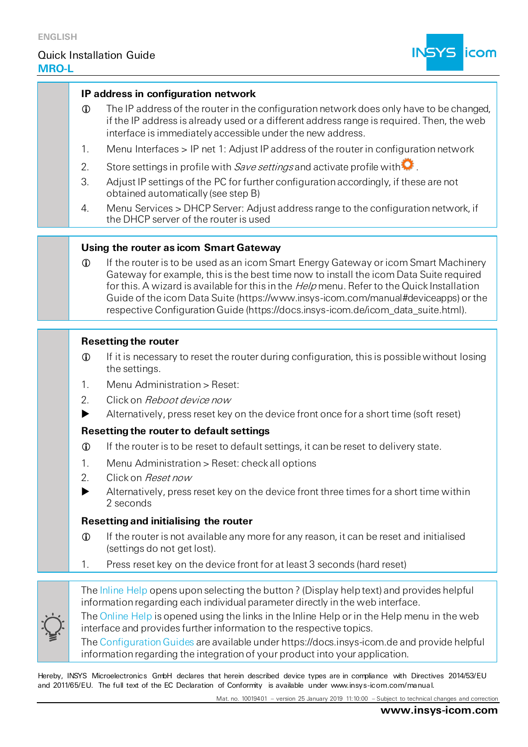### IP address in configuration network

ⓘ The IP address of the router in the configuration network does only have to be changed, if the IP address is already used or a different address range is required. Then, the web interface is immediately accessible under the new address.

1. Menu Interfaces > IP net 1: Adjust IP address of the router in configuration network
2. Store settings in profile with *Save settings* and activate profile with .
3. Adjust IP settings of the PC for further configuration accordingly, if these are not obtained automatically (see step B)
4. Menu Services > DHCP Server: Adjust address range to the configuration network, if the DHCP server of the router is used

### Using the router as icom Smart Gateway

ⓘ If the router is to be used as an icom Smart Energy Gateway or icom Smart Machinery Gateway for example, this is the best time now to install the icom Data Suite required for this. A wizard is available for this in the *Help* menu. Refer to the Quick Installation Guide of the icom Data Suite (https://www.insys-icom.com/manual#deviceapps) or the respective Configuration Guide (https://docs.insys-icom.de/icom_data_suite.html).

### Resetting the router

ⓘ If it is necessary to reset the router during configuration, this is possible without losing the settings.

1. Menu Administration > Reset:
2. Click on *Reboot device now*

▶ Alternatively, press reset key on the device front once for a short time (soft reset)

### Resetting the router to default settings

ⓘ If the router is to be reset to default settings, it can be reset to delivery state.

1. Menu Administration > Reset: check all options
2. Click on *Reset now*

▶ Alternatively, press reset key on the device front three times for a short time within 2 seconds

### Resetting and initialising the router

ⓘ If the router is not available any more for any reason, it can be reset and initialised (settings do not get lost).

1. Press reset key on the device front for at least 3 seconds (hard reset)

The Inline Help opens upon selecting the button ? (Display help text) and provides helpful information regarding each individual parameter directly in the web interface.
The Online Help is opened using the links in the Inline Help or in the Help menu in the web interface and provides further information to the respective topics.
The Configuration Guides are available under https://docs.insys-icom.de and provide helpful information regarding the integration of your product into your application.

Hereby, INSYS Microelectronics GmbH declares that herein described device types are in compliance with Directives 2014/53/EU and 2011/65/EU. The full text of the EC Declaration of Conformity is available under www.insys-icom.com/manual.

Mat. no. 10019401 – version 25 January 2019 11:10:00 – Subject to technical changes and correction